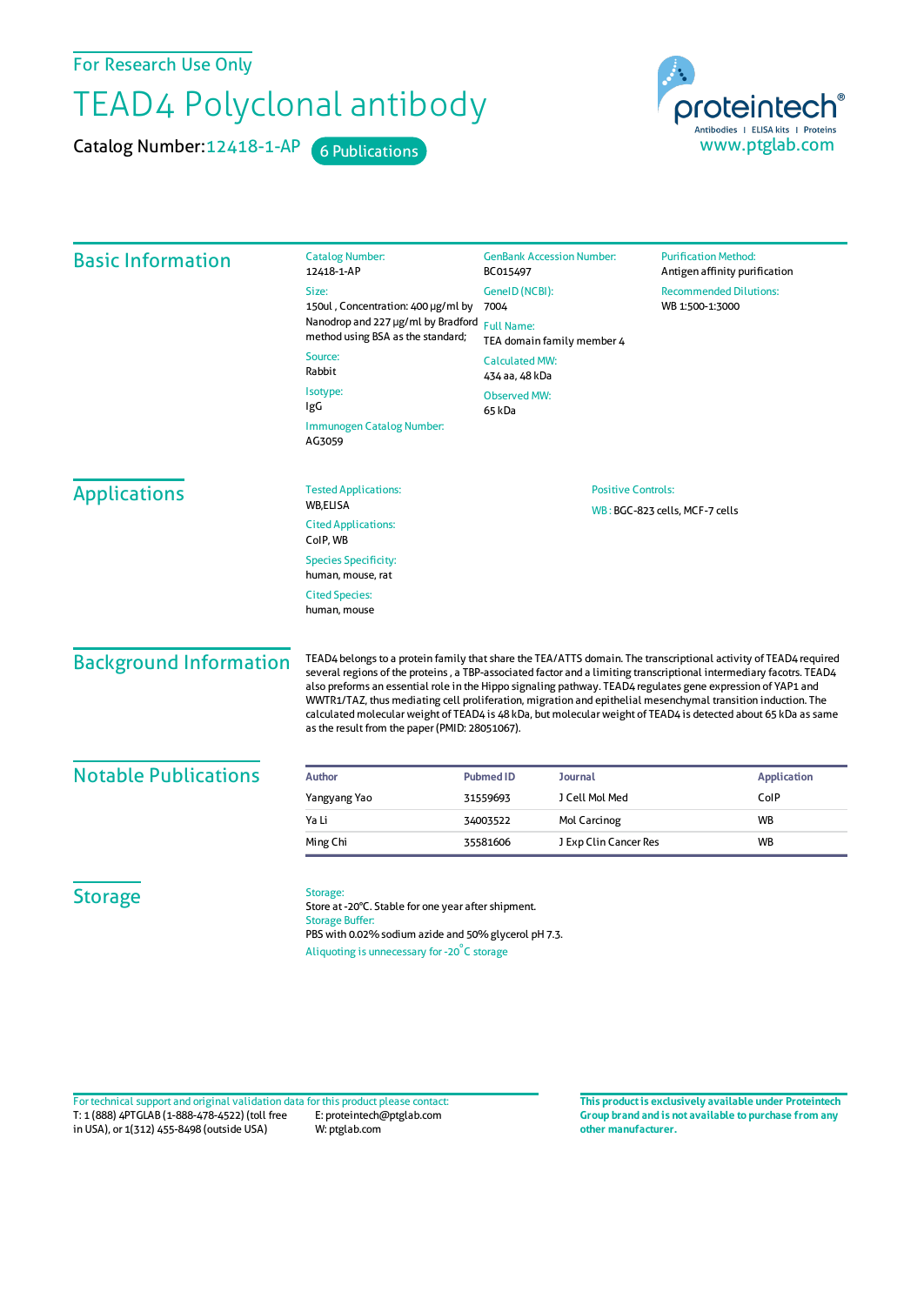For Research Use Only

# TEAD4 Polyclonal antibody

Catalog Number: 12418-1-AP    6 Publications

proteintech®
Antibodies | ELISA kits | Proteins
www.ptglab.com

## Basic Information

Catalog Number:
12418-1-AP

Size:
150ul , Concentration: 400 μg/ml by Nanodrop and 227 μg/ml by Bradford method using BSA as the standard;

Source:
Rabbit

Isotype:
IgG

Immunogen Catalog Number:
AG3059

GenBank Accession Number:
BC015497

GeneID (NCBI):
7004

Full Name:
TEA domain family member 4

Calculated MW:
434 aa, 48 kDa

Observed MW:
65 kDa

Purification Method:
Antigen affinity purification

Recommended Dilutions:
WB 1:500-1:3000

## Applications

Tested Applications:
WB,ELISA

Cited Applications:
CoIP, WB

Species Specificity:
human, mouse, rat

Cited Species:
human, mouse

Positive Controls:

WB : BGC-823 cells, MCF-7 cells

## Background Information

TEAD4 belongs to a protein family that share the TEA/ATTS domain. The transcriptional activity of TEAD4 required several regions of the proteins , a TBP-associated factor and a limiting transcriptional intermediary facotrs. TEAD4 also preforms an essential role in the Hippo signaling pathway. TEAD4 regulates gene expression of YAP1 and WWTR1/TAZ, thus mediating cell proliferation, migration and epithelial mesenchymal transition induction. The calculated molecular weight of TEAD4 is 48 kDa, but molecular weight of TEAD4 is detected about 65 kDa as same as the result from the paper (PMID: 28051067).

## Notable Publications

| Author | Pubmed ID | Journal | Application |
|---|---|---|---|
| Yangyang Yao | 31559693 | J Cell Mol Med | CoIP |
| Ya Li | 34003522 | Mol Carcinog | WB |
| Ming Chi | 35581606 | J Exp Clin Cancer Res | WB |

## Storage

Storage:
Store at -20°C. Stable for one year after shipment.
Storage Buffer:
PBS with 0.02% sodium azide and 50% glycerol pH 7.3.
Aliquoting is unnecessary for -20°C storage

For technical support and original validation data for this product please contact:
T: 1 (888) 4PTGLAB (1-888-478-4522) (toll free in USA), or 1(312) 455-8498 (outside USA)
E: proteintech@ptglab.com
W: ptglab.com

**This product is exclusively available under Proteintech Group brand and is not available to purchase from any other manufacturer.**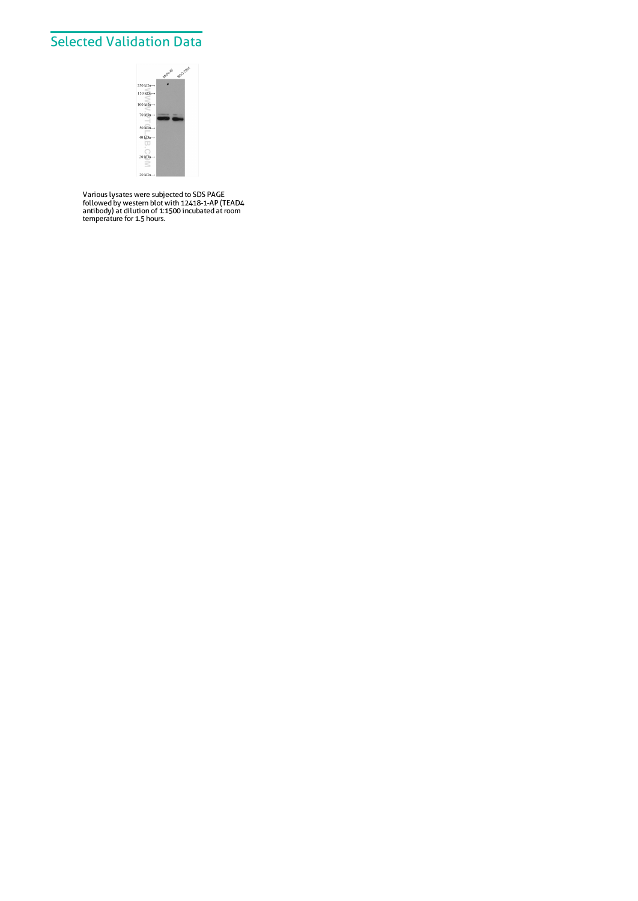## Selected Validation Data

MKN-45
SGC-7901
250 kDa→
150 kDa→
100 kDa→
70 kDa→
50 kDa→
40 kDa→
30 kDa→
20 kDa→

Various lysates were subjected to SDS PAGE followed by western blot with 12418-1-AP (TEAD4 antibody) at dilution of 1:1500 incubated at room temperature for 1.5 hours.